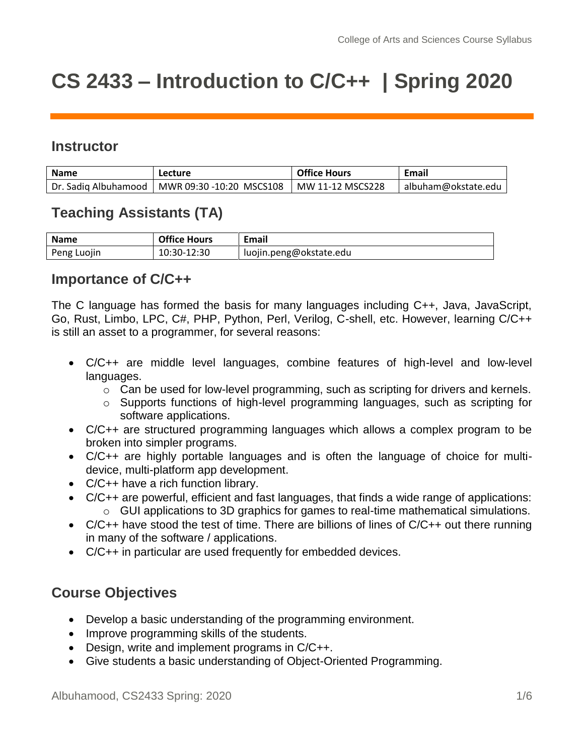# CS 2433 – Introduction to C/C++ | Spring 2020

## Instructor

| Name | Lecture | Office Hours | Email |
|---|---|---|---|
| Dr. Sadiq Albuhamood | MWR 09:30 -10:20 MSCS108 | MW 11-12 MSCS228 | albuham@okstate.edu |

## Teaching Assistants (TA)

| Name | Office Hours | Email |
|---|---|---|
| Peng Luojin | 10:30-12:30 | luojin.peng@okstate.edu |

## Importance of C/C++

The C language has formed the basis for many languages including C++, Java, JavaScript, Go, Rust, Limbo, LPC, C#, PHP, Python, Perl, Verilog, C-shell, etc. However, learning C/C++ is still an asset to a programmer, for several reasons:

- C/C++ are middle level languages, combine features of high-level and low-level languages.
  - Can be used for low-level programming, such as scripting for drivers and kernels.
  - Supports functions of high-level programming languages, such as scripting for software applications.
- C/C++ are structured programming languages which allows a complex program to be broken into simpler programs.
- C/C++ are highly portable languages and is often the language of choice for multi-device, multi-platform app development.
- C/C++ have a rich function library.
- C/C++ are powerful, efficient and fast languages, that finds a wide range of applications:
  - GUI applications to 3D graphics for games to real-time mathematical simulations.
- C/C++ have stood the test of time. There are billions of lines of C/C++ out there running in many of the software / applications.
- C/C++ in particular are used frequently for embedded devices.

## Course Objectives

- Develop a basic understanding of the programming environment.
- Improve programming skills of the students.
- Design, write and implement programs in C/C++.
- Give students a basic understanding of Object-Oriented Programming.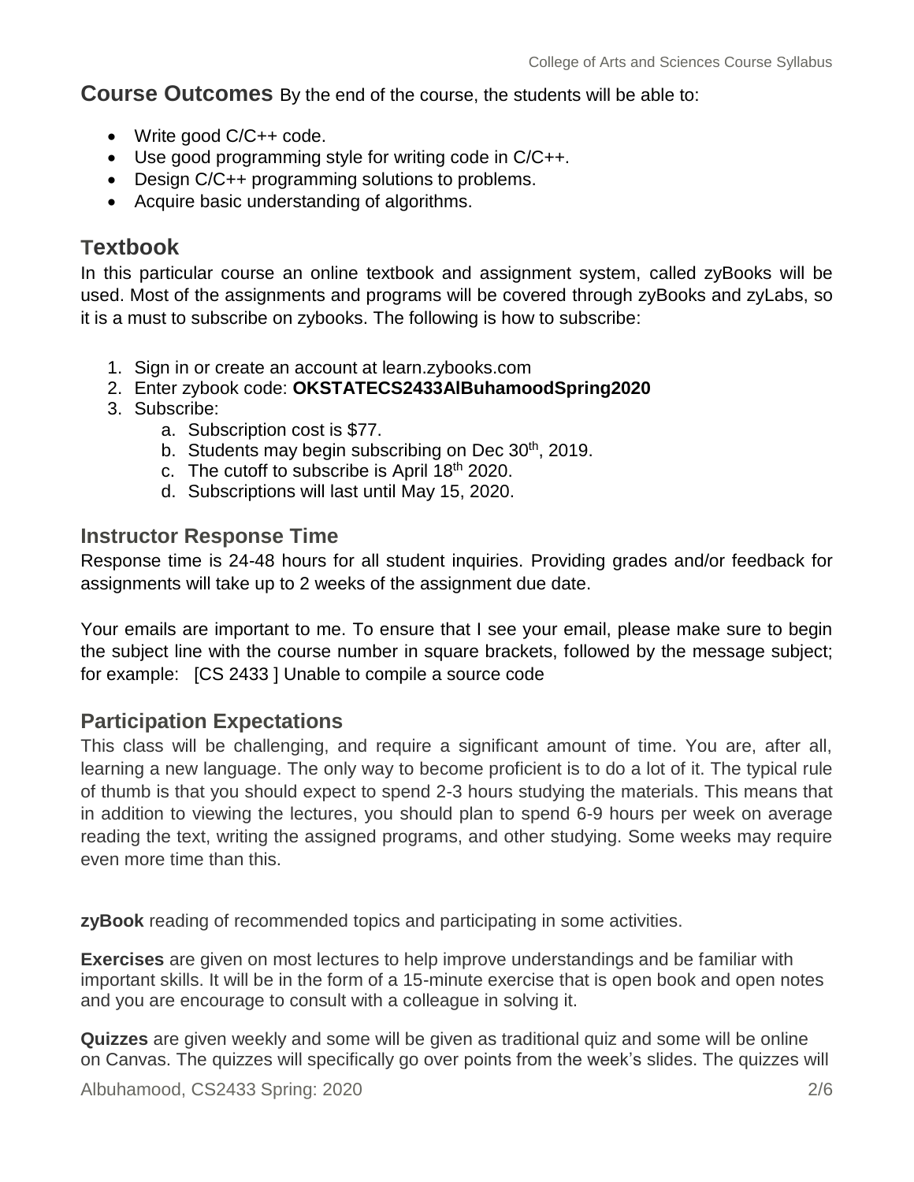**Course Outcomes** By the end of the course, the students will be able to:

- Write good C/C++ code.
- Use good programming style for writing code in C/C++.
- Design C/C++ programming solutions to problems.
- Acquire basic understanding of algorithms.

## Textbook

In this particular course an online textbook and assignment system, called zyBooks will be used. Most of the assignments and programs will be covered through zyBooks and zyLabs, so it is a must to subscribe on zybooks. The following is how to subscribe:

1. Sign in or create an account at learn.zybooks.com
2. Enter zybook code: **OKSTATECS2433AlBuhamoodSpring2020**
3. Subscribe:
   a. Subscription cost is $77.
   b. Students may begin subscribing on Dec 30th, 2019.
   c. The cutoff to subscribe is April 18th 2020.
   d. Subscriptions will last until May 15, 2020.

## Instructor Response Time

Response time is 24-48 hours for all student inquiries. Providing grades and/or feedback for assignments will take up to 2 weeks of the assignment due date.

Your emails are important to me. To ensure that I see your email, please make sure to begin the subject line with the course number in square brackets, followed by the message subject; for example: [CS 2433 ] Unable to compile a source code

## Participation Expectations

This class will be challenging, and require a significant amount of time. You are, after all, learning a new language. The only way to become proficient is to do a lot of it. The typical rule of thumb is that you should expect to spend 2-3 hours studying the materials. This means that in addition to viewing the lectures, you should plan to spend 6-9 hours per week on average reading the text, writing the assigned programs, and other studying. Some weeks may require even more time than this.

**zyBook** reading of recommended topics and participating in some activities.

**Exercises** are given on most lectures to help improve understandings and be familiar with important skills. It will be in the form of a 15-minute exercise that is open book and open notes and you are encourage to consult with a colleague in solving it.

**Quizzes** are given weekly and some will be given as traditional quiz and some will be online on Canvas. The quizzes will specifically go over points from the week's slides. The quizzes will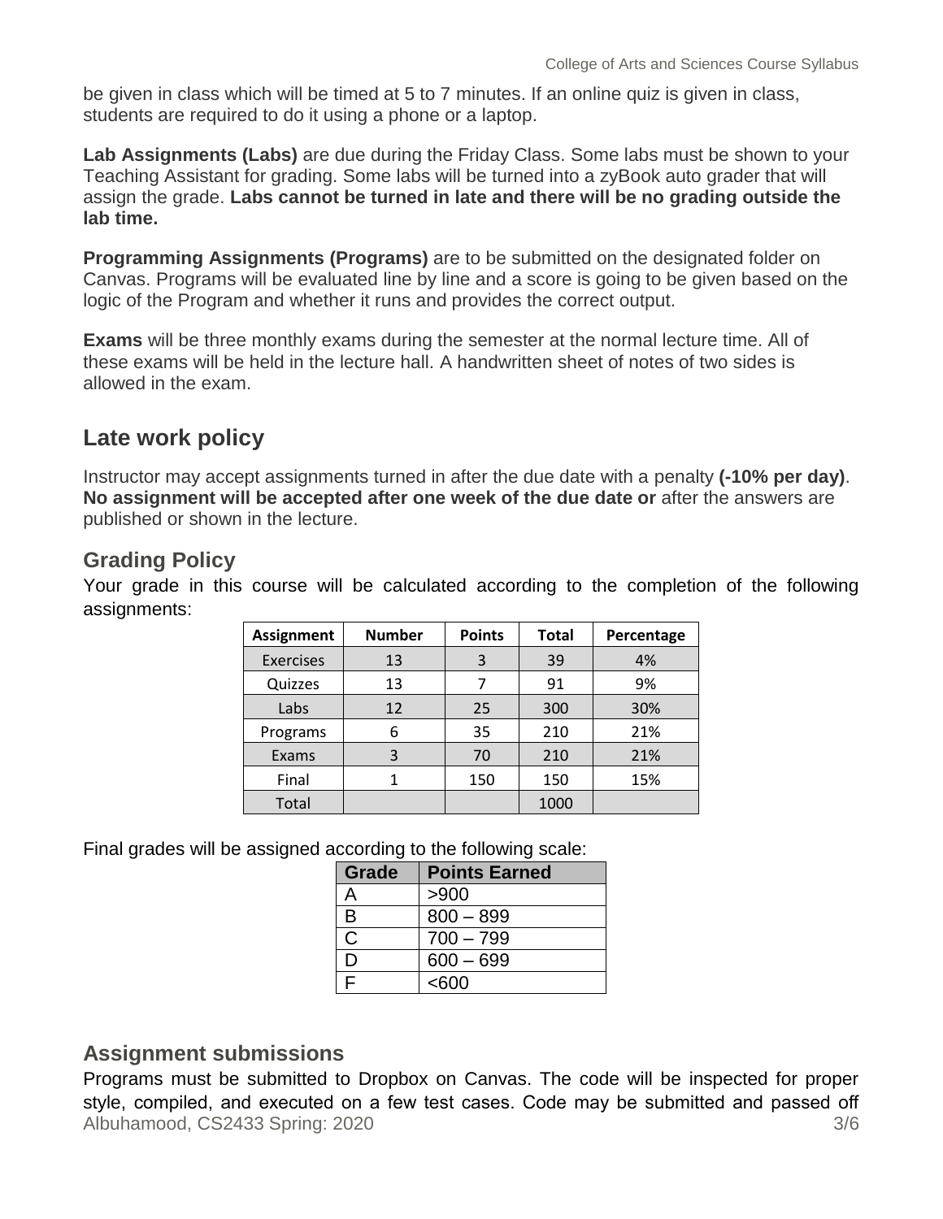be given in class which will be timed at 5 to 7 minutes. If an online quiz is given in class, students are required to do it using a phone or a laptop.

**Lab Assignments (Labs)** are due during the Friday Class. Some labs must be shown to your Teaching Assistant for grading. Some labs will be turned into a zyBook auto grader that will assign the grade. **Labs cannot be turned in late and there will be no grading outside the lab time.**

**Programming Assignments (Programs)** are to be submitted on the designated folder on Canvas. Programs will be evaluated line by line and a score is going to be given based on the logic of the Program and whether it runs and provides the correct output.

**Exams** will be three monthly exams during the semester at the normal lecture time. All of these exams will be held in the lecture hall. A handwritten sheet of notes of two sides is allowed in the exam.

## Late work policy

Instructor may accept assignments turned in after the due date with a penalty **(-10% per day)**. **No assignment will be accepted after one week of the due date or** after the answers are published or shown in the lecture.

### Grading Policy

Your grade in this course will be calculated according to the completion of the following assignments:

| Assignment | Number | Points | Total | Percentage |
|---|---|---|---|---|
| Exercises | 13 | 3 | 39 | 4% |
| Quizzes | 13 | 7 | 91 | 9% |
| Labs | 12 | 25 | 300 | 30% |
| Programs | 6 | 35 | 210 | 21% |
| Exams | 3 | 70 | 210 | 21% |
| Final | 1 | 150 | 150 | 15% |
| Total | | | 1000 | |

Final grades will be assigned according to the following scale:

| Grade | Points Earned |
|---|---|
| A | >900 |
| B | 800 – 899 |
| C | 700 – 799 |
| D | 600 – 699 |
| F | <600 |

### Assignment submissions

Programs must be submitted to Dropbox on Canvas. The code will be inspected for proper style, compiled, and executed on a few test cases. Code may be submitted and passed off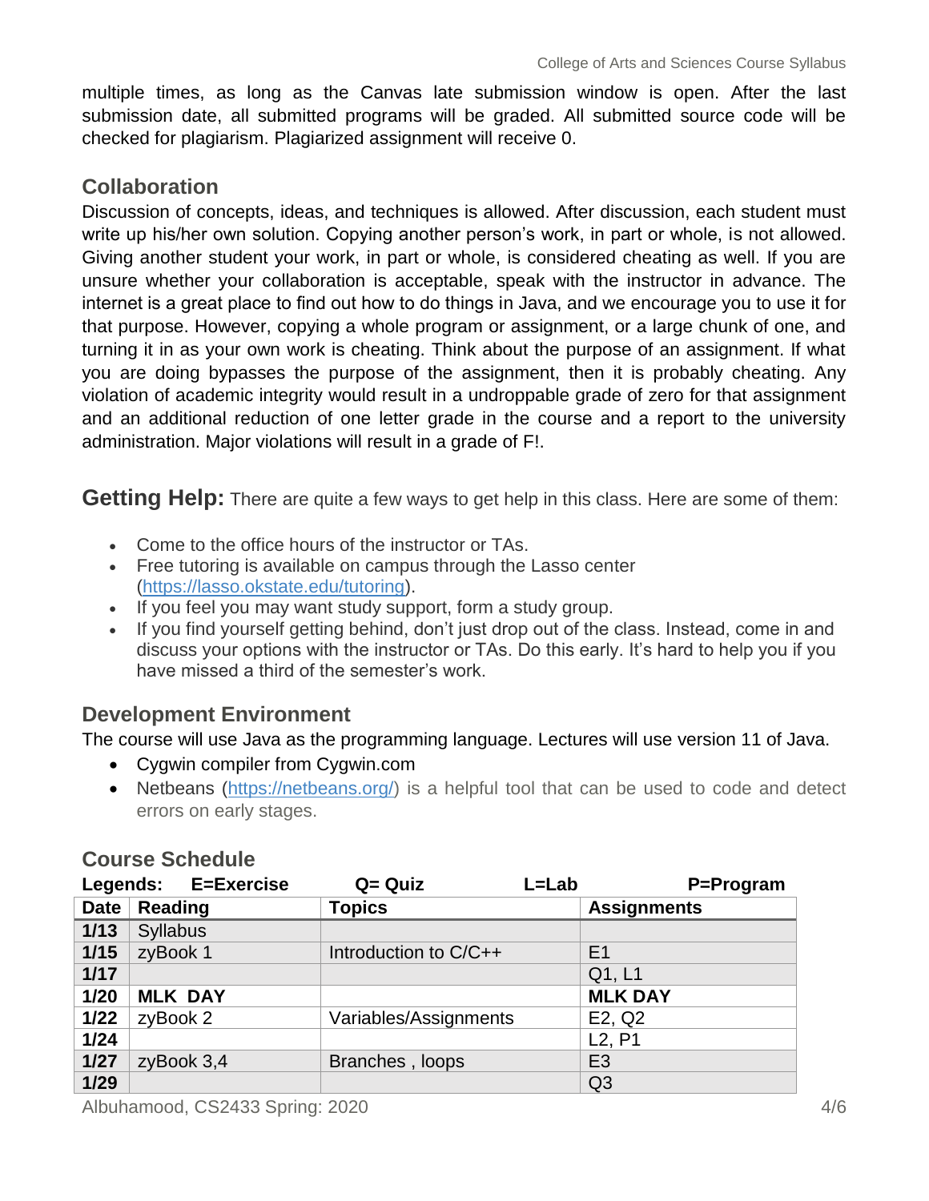multiple times, as long as the Canvas late submission window is open. After the last submission date, all submitted programs will be graded. All submitted source code will be checked for plagiarism. Plagiarized assignment will receive 0.

### Collaboration

Discussion of concepts, ideas, and techniques is allowed. After discussion, each student must write up his/her own solution. Copying another person's work, in part or whole, is not allowed. Giving another student your work, in part or whole, is considered cheating as well. If you are unsure whether your collaboration is acceptable, speak with the instructor in advance. The internet is a great place to find out how to do things in Java, and we encourage you to use it for that purpose. However, copying a whole program or assignment, or a large chunk of one, and turning it in as your own work is cheating. Think about the purpose of an assignment. If what you are doing bypasses the purpose of the assignment, then it is probably cheating. Any violation of academic integrity would result in a undroppable grade of zero for that assignment and an additional reduction of one letter grade in the course and a report to the university administration. Major violations will result in a grade of F!.

## Getting Help:

There are quite a few ways to get help in this class. Here are some of them:

- Come to the office hours of the instructor or TAs.
- Free tutoring is available on campus through the Lasso center (https://lasso.okstate.edu/tutoring).
- If you feel you may want study support, form a study group.
- If you find yourself getting behind, don't just drop out of the class. Instead, come in and discuss your options with the instructor or TAs. Do this early. It's hard to help you if you have missed a third of the semester's work.

### Development Environment

The course will use Java as the programming language. Lectures will use version 11 of Java.

- Cygwin compiler from Cygwin.com
- Netbeans (https://netbeans.org/) is a helpful tool that can be used to code and detect errors on early stages.

### Course Schedule

**Legends: E=Exercise Q= Quiz L=Lab P=Program**

| Date | Reading | Topics | Assignments |
|---|---|---|---|
| 1/13 | Syllabus | | |
| 1/15 | zyBook 1 | Introduction to C/C++ | E1 |
| 1/17 | | | Q1, L1 |
| 1/20 | **MLK DAY** | | **MLK DAY** |
| 1/22 | zyBook 2 | Variables/Assignments | E2, Q2 |
| 1/24 | | | L2, P1 |
| 1/27 | zyBook 3,4 | Branches , loops | E3 |
| 1/29 | | | Q3 |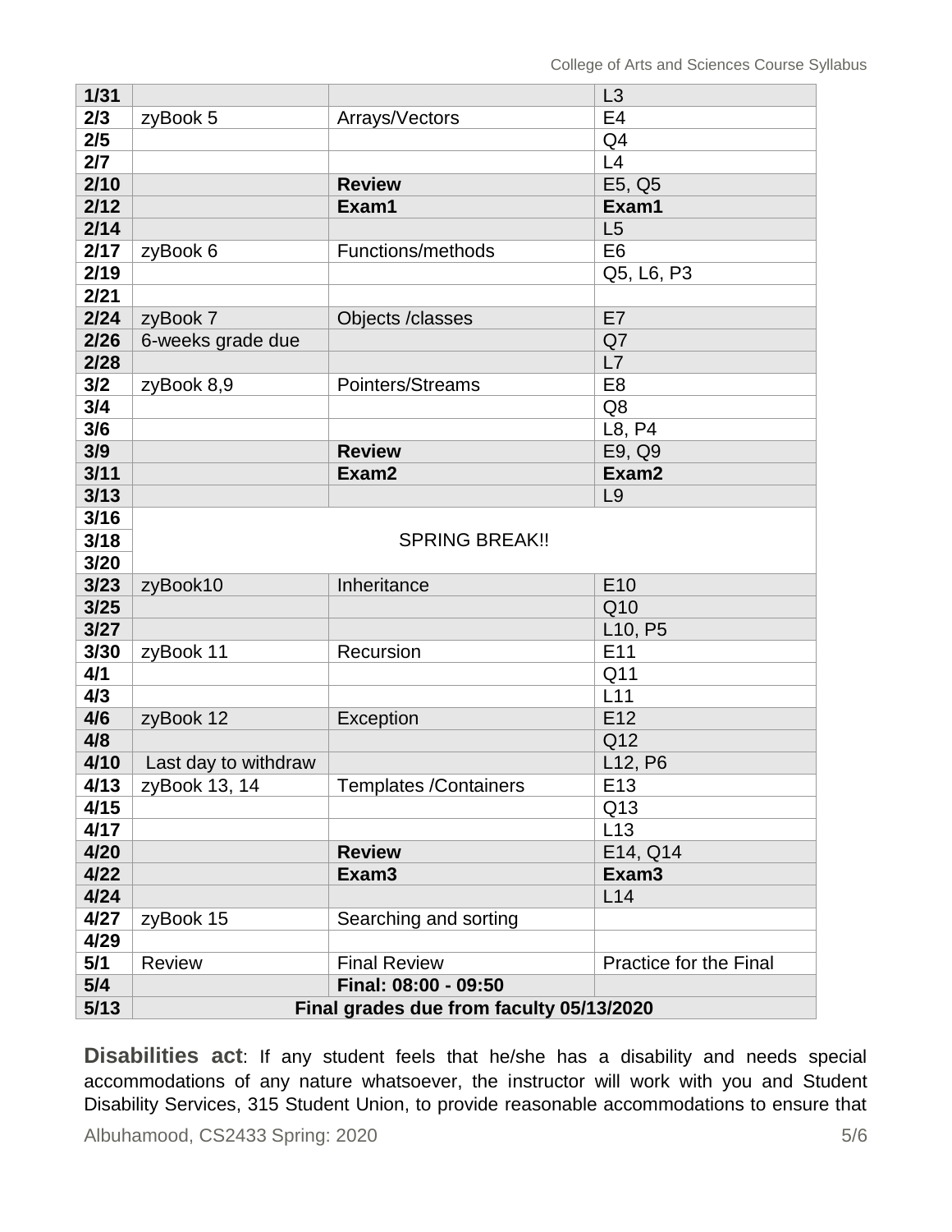| 1/31 | | | L3 |
|---|---|---|---|
| 2/3 | zyBook 5 | Arrays/Vectors | E4 |
| 2/5 | | | Q4 |
| 2/7 | | | L4 |
| 2/10 | | **Review** | E5, Q5 |
| 2/12 | | **Exam1** | **Exam1** |
| 2/14 | | | L5 |
| 2/17 | zyBook 6 | Functions/methods | E6 |
| 2/19 | | | Q5, L6, P3 |
| 2/21 | | | |
| 2/24 | zyBook 7 | Objects /classes | E7 |
| 2/26 | 6-weeks grade due | | Q7 |
| 2/28 | | | L7 |
| 3/2 | zyBook 8,9 | Pointers/Streams | E8 |
| 3/4 | | | Q8 |
| 3/6 | | | L8, P4 |
| 3/9 | | **Review** | E9, Q9 |
| 3/11 | | **Exam2** | **Exam2** |
| 3/13 | | | L9 |
| 3/16 | SPRING BREAK!! | | |
| 3/18 | | | |
| 3/20 | | | |
| 3/23 | zyBook10 | Inheritance | E10 |
| 3/25 | | | Q10 |
| 3/27 | | | L10, P5 |
| 3/30 | zyBook 11 | Recursion | E11 |
| 4/1 | | | Q11 |
| 4/3 | | | L11 |
| 4/6 | zyBook 12 | Exception | E12 |
| 4/8 | | | Q12 |
| 4/10 | Last day to withdraw | | L12, P6 |
| 4/13 | zyBook 13, 14 | Templates /Containers | E13 |
| 4/15 | | | Q13 |
| 4/17 | | | L13 |
| 4/20 | | **Review** | E14, Q14 |
| 4/22 | | **Exam3** | **Exam3** |
| 4/24 | | | L14 |
| 4/27 | zyBook 15 | Searching and sorting | |
| 4/29 | | | |
| 5/1 | Review | Final Review | Practice for the Final |
| 5/4 | | **Final: 08:00 - 09:50** | |
| 5/13 | **Final grades due from faculty 05/13/2020** | | |

**Disabilities act**: If any student feels that he/she has a disability and needs special accommodations of any nature whatsoever, the instructor will work with you and Student Disability Services, 315 Student Union, to provide reasonable accommodations to ensure that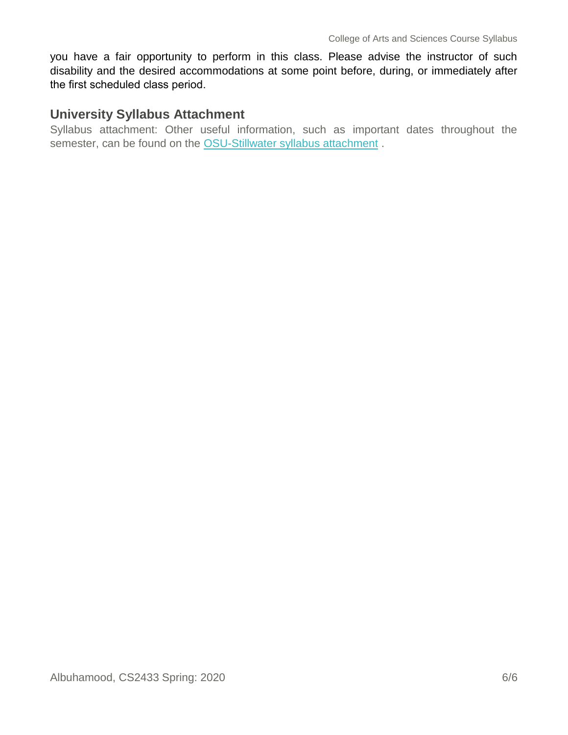you have a fair opportunity to perform in this class. Please advise the instructor of such disability and the desired accommodations at some point before, during, or immediately after the first scheduled class period.

## University Syllabus Attachment

Syllabus attachment: Other useful information, such as important dates throughout the semester, can be found on the OSU-Stillwater syllabus attachment .